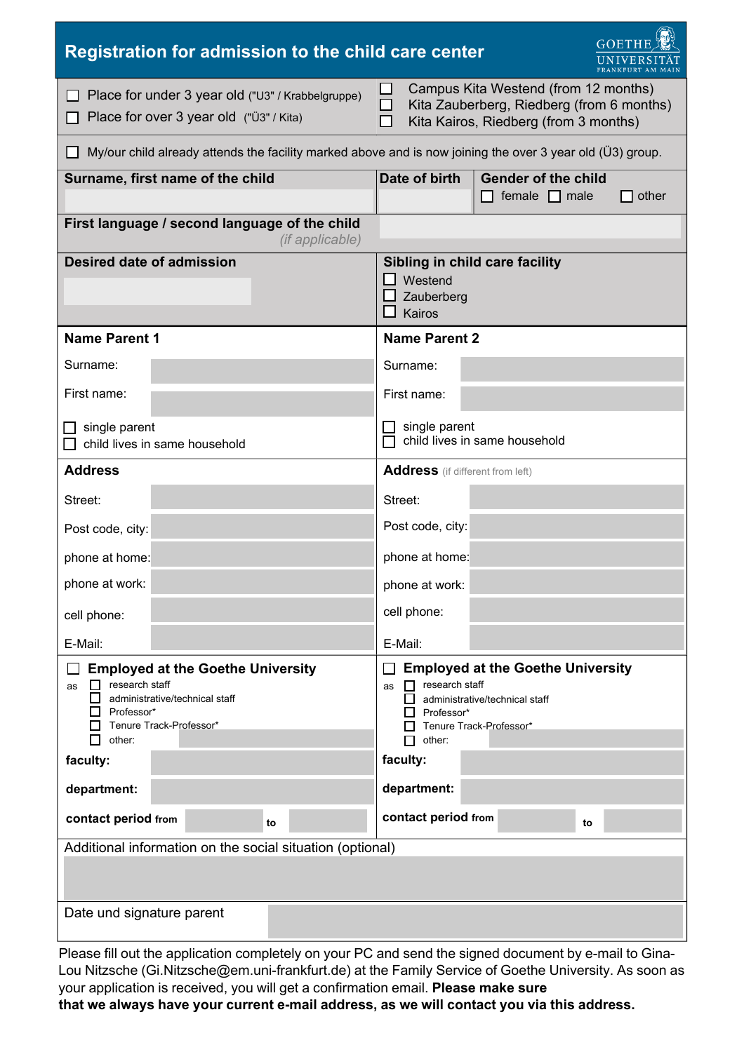# Registration for admission to the child care center

GOETHE UNIVERSITÄT FRANKFURT AM MAIN

☐ Place for under 3 year old ("U3" / Krabbelgruppe)
☐ Place for over 3 year old ("Ü3" / Kita)

☐ Campus Kita Westend (from 12 months)
☐ Kita Zauberberg, Riedberg (from 6 months)
☐ Kita Kairos, Riedberg (from 3 months)

☐ My/our child already attends the facility marked above and is now joining the over 3 year old (Ü3) group.

| **Surname, first name of the child** | **Date of birth** | **Gender of the child** |
|---|---|---|
| | | ☐ female ☐ male ☐ other |

**First language / second language of the child** *(if applicable)*

| **Desired date of admission** | **Sibling in child care facility** |
|---|---|
| | ☐ Westend<br>☐ Zauberberg<br>☐ Kairos |

| **Name Parent 1** | **Name Parent 2** |
|---|---|
| Surname: | Surname: |
| First name: | First name: |
| ☐ single parent<br>☐ child lives in same household | ☐ single parent<br>☐ child lives in same household |
| **Address** | **Address** (if different from left) |
| Street: | Street: |
| Post code, city: | Post code, city: |
| phone at home: | phone at home: |
| phone at work: | phone at work: |
| cell phone: | cell phone: |
| E-Mail: | E-Mail: |
| ☐ **Employed at the Goethe University**<br>as ☐ research staff<br>☐ administrative/technical staff<br>☐ Professor*<br>☐ Tenure Track-Professor*<br>☐ other: | ☐ **Employed at the Goethe University**<br>as ☐ research staff<br>☐ administrative/technical staff<br>☐ Professor*<br>☐ Tenure Track-Professor*<br>☐ other: |
| **faculty:** | **faculty:** |
| **department:** | **department:** |
| **contact period** from ___ to ___ | **contact period** from ___ to ___ |

Additional information on the social situation (optional)

Date und signature parent

Please fill out the application completely on your PC and send the signed document by e-mail to Gina-Lou Nitzsche (Gi.Nitzsche@em.uni-frankfurt.de) at the Family Service of Goethe University. As soon as your application is received, you will get a confirmation email. **Please make sure that we always have your current e-mail address, as we will contact you via this address.**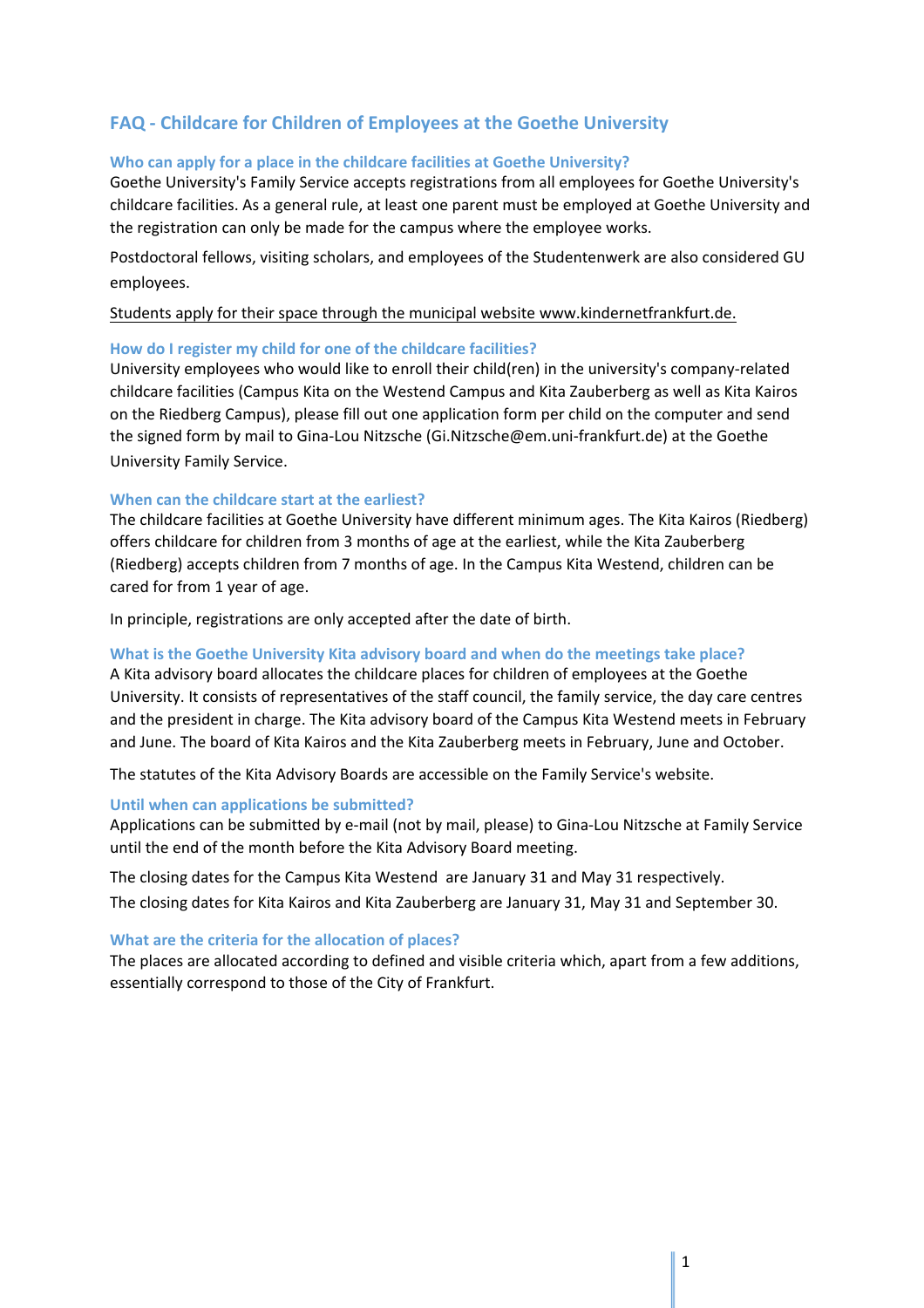# FAQ - Childcare for Children of Employees at the Goethe University

## Who can apply for a place in the childcare facilities at Goethe University?

Goethe University's Family Service accepts registrations from all employees for Goethe University's childcare facilities. As a general rule, at least one parent must be employed at Goethe University and the registration can only be made for the campus where the employee works.

Postdoctoral fellows, visiting scholars, and employees of the Studentenwerk are also considered GU employees.

Students apply for their space through the municipal website www.kindernetfrankfurt.de.

## How do I register my child for one of the childcare facilities?

University employees who would like to enroll their child(ren) in the university's company-related childcare facilities (Campus Kita on the Westend Campus and Kita Zauberberg as well as Kita Kairos on the Riedberg Campus), please fill out one application form per child on the computer and send the signed form by mail to Gina-Lou Nitzsche (Gi.Nitzsche@em.uni-frankfurt.de) at the Goethe University Family Service.

## When can the childcare start at the earliest?

The childcare facilities at Goethe University have different minimum ages. The Kita Kairos (Riedberg) offers childcare for children from 3 months of age at the earliest, while the Kita Zauberberg (Riedberg) accepts children from 7 months of age. In the Campus Kita Westend, children can be cared for from 1 year of age.

In principle, registrations are only accepted after the date of birth.

## What is the Goethe University Kita advisory board and when do the meetings take place?

A Kita advisory board allocates the childcare places for children of employees at the Goethe University. It consists of representatives of the staff council, the family service, the day care centres and the president in charge. The Kita advisory board of the Campus Kita Westend meets in February and June. The board of Kita Kairos and the Kita Zauberberg meets in February, June and October.

The statutes of the Kita Advisory Boards are accessible on the Family Service's website.

## Until when can applications be submitted?

Applications can be submitted by e-mail (not by mail, please) to Gina-Lou Nitzsche at Family Service until the end of the month before the Kita Advisory Board meeting.

The closing dates for the Campus Kita Westend are January 31 and May 31 respectively.
The closing dates for Kita Kairos and Kita Zauberberg are January 31, May 31 and September 30.

## What are the criteria for the allocation of places?

The places are allocated according to defined and visible criteria which, apart from a few additions, essentially correspond to those of the City of Frankfurt.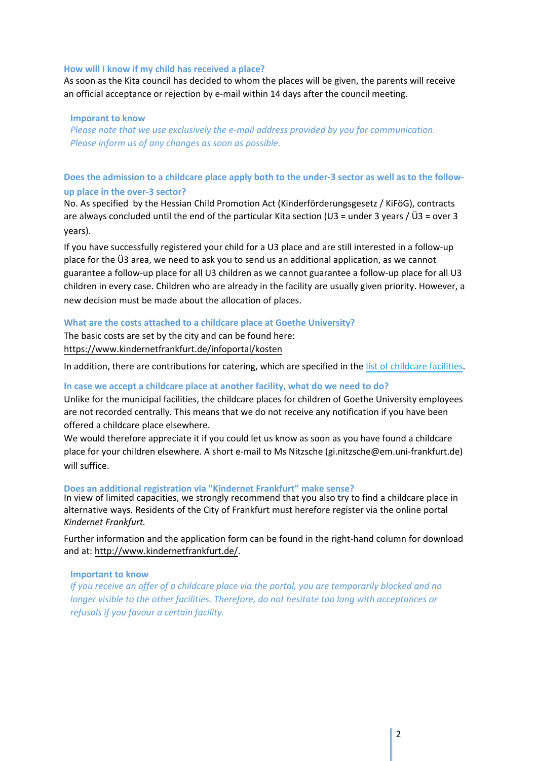### How will I know if my child has received a place?

As soon as the Kita council has decided to whom the places will be given, the parents will receive an official acceptance or rejection by e-mail within 14 days after the council meeting.

> **Imporant to know**
>
> *Please note that we use exclusively the e-mail address provided by you for communication. Please inform us of any changes as soon as possible.*

### Does the admission to a childcare place apply both to the under-3 sector as well as to the follow-up place in the over-3 sector?

No. As specified by the Hessian Child Promotion Act (Kinderförderungsgesetz / KiFöG), contracts are always concluded until the end of the particular Kita section (U3 = under 3 years / Ü3 = over 3 years).

If you have successfully registered your child for a U3 place and are still interested in a follow-up place for the Ü3 area, we need to ask you to send us an additional application, as we cannot guarantee a follow-up place for all U3 children as we cannot guarantee a follow-up place for all U3 children in every case. Children who are already in the facility are usually given priority. However, a new decision must be made about the allocation of places.

### What are the costs attached to a childcare place at Goethe University?

The basic costs are set by the city and can be found here:
https://www.kindernetfrankfurt.de/infoportal/kosten

In addition, there are contributions for catering, which are specified in the list of childcare facilities.

### In case we accept a childcare place at another facility, what do we need to do?

Unlike for the municipal facilities, the childcare places for children of Goethe University employees are not recorded centrally. This means that we do not receive any notification if you have been offered a childcare place elsewhere.

We would therefore appreciate it if you could let us know as soon as you have found a childcare place for your children elsewhere. A short e-mail to Ms Nitzsche (gi.nitzsche@em.uni-frankfurt.de) will suffice.

### Does an additional registration via "Kindernet Frankfurt" make sense?

In view of limited capacities, we strongly recommend that you also try to find a childcare place in alternative ways. Residents of the City of Frankfurt must herefore register via the online portal *Kindernet Frankfurt.*

Further information and the application form can be found in the right-hand column for download and at: http://www.kindernetfrankfurt.de/.

> **Important to know**
>
> *If you receive an offer of a childcare place via the portal, you are temporarily blocked and no longer visible to the other facilities. Therefore, do not hesitate too long with acceptances or refusals if you favour a certain facility.*